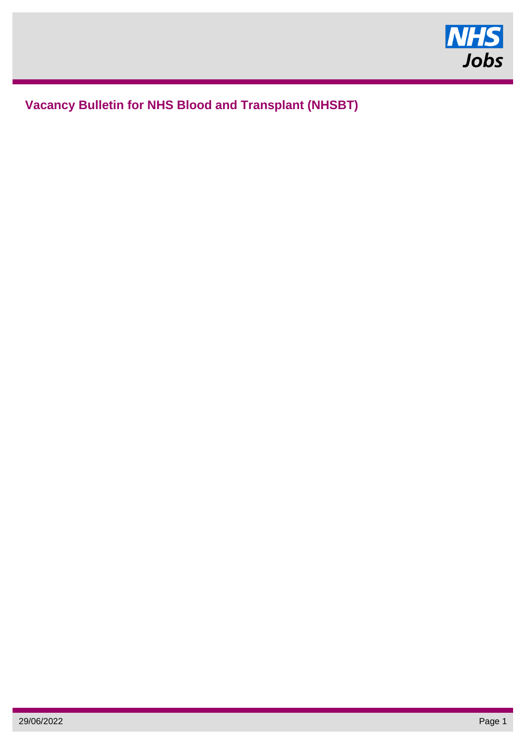# Vacancy Bulletin for NHS Blood and Transplant (NHSBT)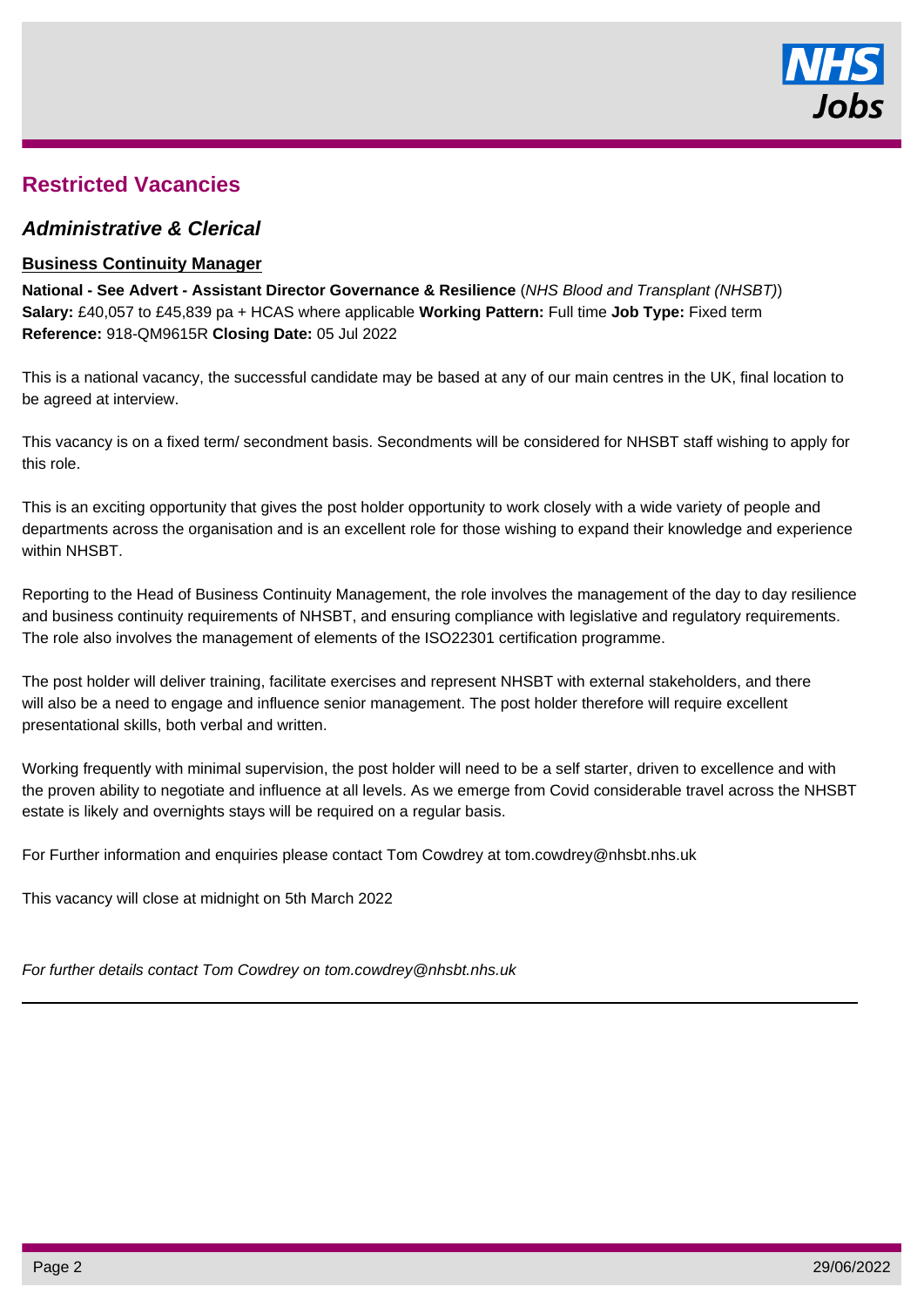## Restricted Vacancies

### *Administrative & Clerical*

**Business Continuity Manager**

**National - See Advert - Assistant Director Governance & Resilience** (*NHS Blood and Transplant (NHSBT)*)
**Salary:** £40,057 to £45,839 pa + HCAS where applicable **Working Pattern:** Full time **Job Type:** Fixed term
**Reference:** 918-QM9615R **Closing Date:** 05 Jul 2022

This is a national vacancy, the successful candidate may be based at any of our main centres in the UK, final location to be agreed at interview.

This vacancy is on a fixed term/ secondment basis. Secondments will be considered for NHSBT staff wishing to apply for this role.

This is an exciting opportunity that gives the post holder opportunity to work closely with a wide variety of people and departments across the organisation and is an excellent role for those wishing to expand their knowledge and experience within NHSBT.

Reporting to the Head of Business Continuity Management, the role involves the management of the day to day resilience and business continuity requirements of NHSBT, and ensuring compliance with legislative and regulatory requirements. The role also involves the management of elements of the ISO22301 certification programme.

The post holder will deliver training, facilitate exercises and represent NHSBT with external stakeholders, and there will also be a need to engage and influence senior management. The post holder therefore will require excellent presentational skills, both verbal and written.

Working frequently with minimal supervision, the post holder will need to be a self starter, driven to excellence and with the proven ability to negotiate and influence at all levels. As we emerge from Covid considerable travel across the NHSBT estate is likely and overnights stays will be required on a regular basis.

For Further information and enquiries please contact Tom Cowdrey at tom.cowdrey@nhsbt.nhs.uk

This vacancy will close at midnight on 5th March 2022

*For further details contact Tom Cowdrey on tom.cowdrey@nhsbt.nhs.uk*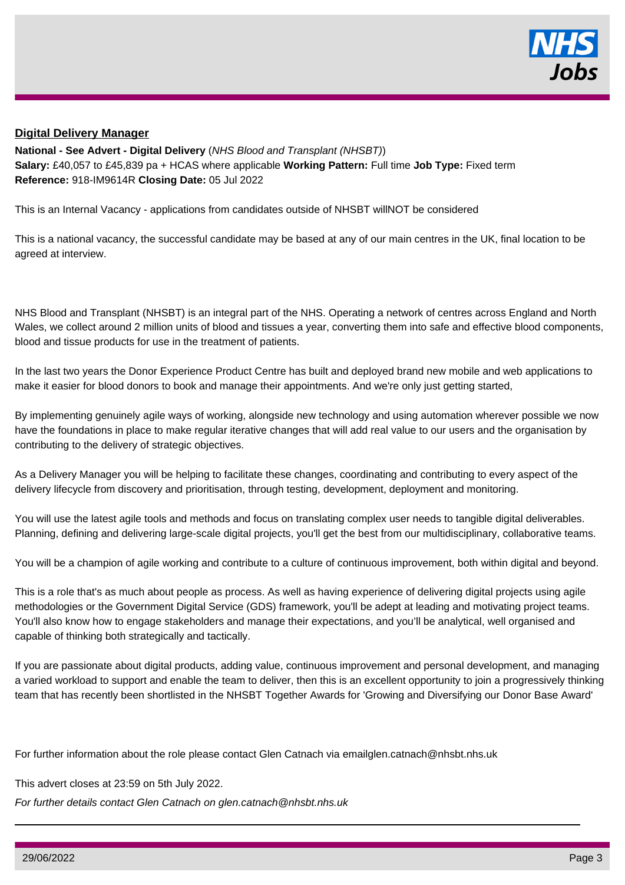## Digital Delivery Manager

**National - See Advert - Digital Delivery** (*NHS Blood and Transplant (NHSBT)*)
**Salary:** £40,057 to £45,839 pa + HCAS where applicable **Working Pattern:** Full time **Job Type:** Fixed term
**Reference:** 918-IM9614R **Closing Date:** 05 Jul 2022

This is an Internal Vacancy - applications from candidates outside of NHSBT willNOT be considered

This is a national vacancy, the successful candidate may be based at any of our main centres in the UK, final location to be agreed at interview.

NHS Blood and Transplant (NHSBT) is an integral part of the NHS. Operating a network of centres across England and North Wales, we collect around 2 million units of blood and tissues a year, converting them into safe and effective blood components, blood and tissue products for use in the treatment of patients.

In the last two years the Donor Experience Product Centre has built and deployed brand new mobile and web applications to make it easier for blood donors to book and manage their appointments. And we're only just getting started,

By implementing genuinely agile ways of working, alongside new technology and using automation wherever possible we now have the foundations in place to make regular iterative changes that will add real value to our users and the organisation by contributing to the delivery of strategic objectives.

As a Delivery Manager you will be helping to facilitate these changes, coordinating and contributing to every aspect of the delivery lifecycle from discovery and prioritisation, through testing, development, deployment and monitoring.

You will use the latest agile tools and methods and focus on translating complex user needs to tangible digital deliverables. Planning, defining and delivering large-scale digital projects, you'll get the best from our multidisciplinary, collaborative teams.

You will be a champion of agile working and contribute to a culture of continuous improvement, both within digital and beyond.

This is a role that's as much about people as process. As well as having experience of delivering digital projects using agile methodologies or the Government Digital Service (GDS) framework, you'll be adept at leading and motivating project teams. You'll also know how to engage stakeholders and manage their expectations, and you'll be analytical, well organised and capable of thinking both strategically and tactically.

If you are passionate about digital products, adding value, continuous improvement and personal development, and managing a varied workload to support and enable the team to deliver, then this is an excellent opportunity to join a progressively thinking team that has recently been shortlisted in the NHSBT Together Awards for 'Growing and Diversifying our Donor Base Award'

For further information about the role please contact Glen Catnach via emailglen.catnach@nhsbt.nhs.uk

This advert closes at 23:59 on 5th July 2022.

*For further details contact Glen Catnach on glen.catnach@nhsbt.nhs.uk*